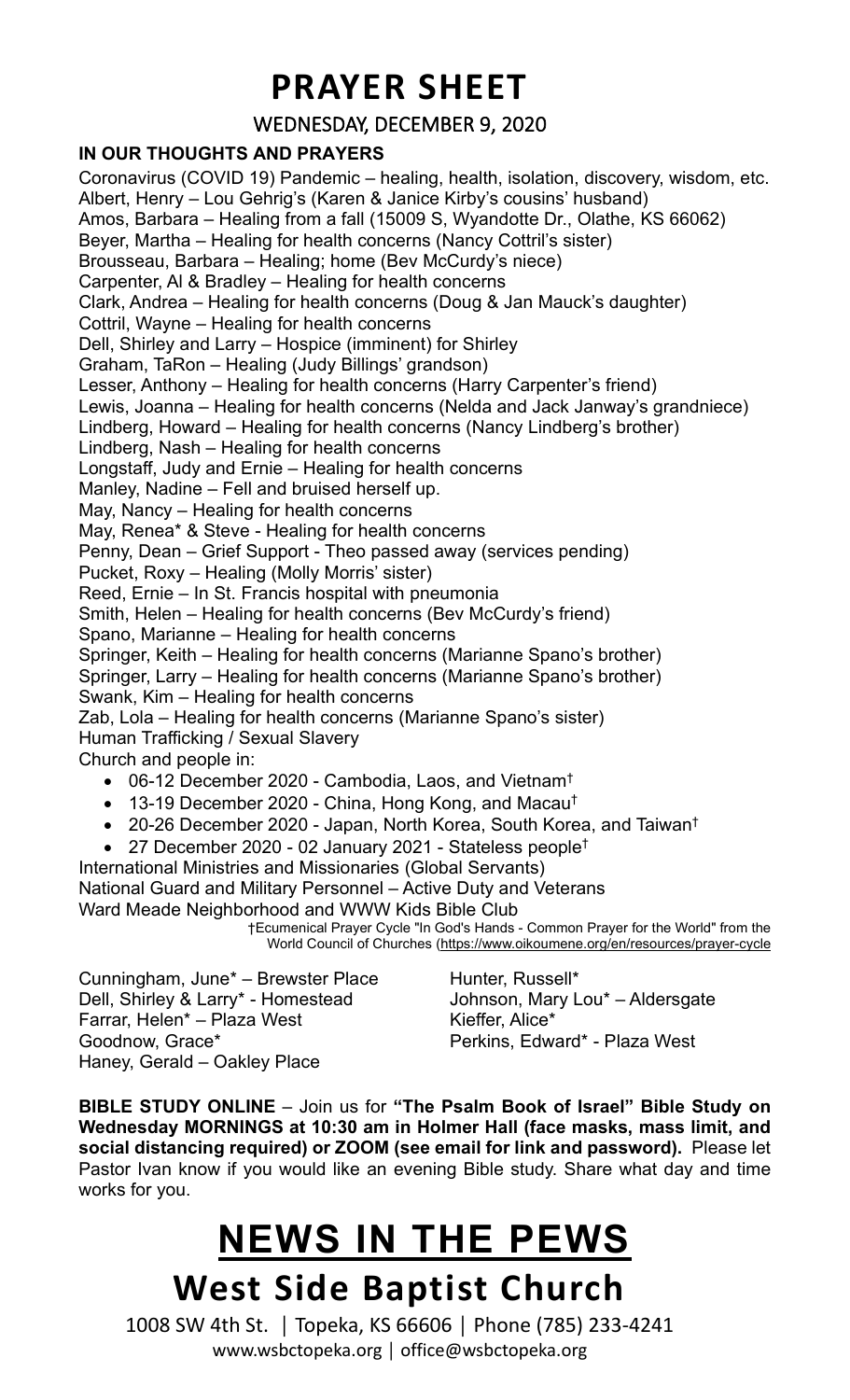# PRAYER SHEET

WEDNESDAY, DECEMBER 9, 2020

**IN OUR THOUGHTS AND PRAYERS**

Coronavirus (COVID 19) Pandemic – healing, health, isolation, discovery, wisdom, etc.
Albert, Henry – Lou Gehrig's (Karen & Janice Kirby's cousins' husband)
Amos, Barbara – Healing from a fall (15009 S, Wyandotte Dr., Olathe, KS 66062)
Beyer, Martha – Healing for health concerns (Nancy Cottril's sister)
Brousseau, Barbara – Healing; home (Bev McCurdy's niece)
Carpenter, Al & Bradley – Healing for health concerns
Clark, Andrea – Healing for health concerns (Doug & Jan Mauck's daughter)
Cottril, Wayne – Healing for health concerns
Dell, Shirley and Larry – Hospice (imminent) for Shirley
Graham, TaRon – Healing (Judy Billings' grandson)
Lesser, Anthony – Healing for health concerns (Harry Carpenter's friend)
Lewis, Joanna – Healing for health concerns (Nelda and Jack Janway's grandniece)
Lindberg, Howard – Healing for health concerns (Nancy Lindberg's brother)
Lindberg, Nash – Healing for health concerns
Longstaff, Judy and Ernie – Healing for health concerns
Manley, Nadine – Fell and bruised herself up.
May, Nancy – Healing for health concerns
May, Renea* & Steve - Healing for health concerns
Penny, Dean – Grief Support - Theo passed away (services pending)
Pucket, Roxy – Healing (Molly Morris' sister)
Reed, Ernie – In St. Francis hospital with pneumonia
Smith, Helen – Healing for health concerns (Bev McCurdy's friend)
Spano, Marianne – Healing for health concerns
Springer, Keith – Healing for health concerns (Marianne Spano's brother)
Springer, Larry – Healing for health concerns (Marianne Spano's brother)
Swank, Kim – Healing for health concerns
Zab, Lola – Healing for health concerns (Marianne Spano's sister)
Human Trafficking / Sexual Slavery
Church and people in:

- 06-12 December 2020 - Cambodia, Laos, and Vietnam†
- 13-19 December 2020 - China, Hong Kong, and Macau†
- 20-26 December 2020 - Japan, North Korea, South Korea, and Taiwan†
- 27 December 2020 - 02 January 2021 - Stateless people†

International Ministries and Missionaries (Global Servants)
National Guard and Military Personnel – Active Duty and Veterans
Ward Meade Neighborhood and WWW Kids Bible Club

†Ecumenical Prayer Cycle "In God's Hands - Common Prayer for the World" from the World Council of Churches (https://www.oikoumene.org/en/resources/prayer-cycle

Cunningham, June* – Brewster Place
Dell, Shirley & Larry* - Homestead
Farrar, Helen* – Plaza West
Goodnow, Grace*
Haney, Gerald – Oakley Place
Hunter, Russell*
Johnson, Mary Lou* – Aldersgate
Kieffer, Alice*
Perkins, Edward* - Plaza West

**BIBLE STUDY ONLINE** – Join us for **"The Psalm Book of Israel" Bible Study on Wednesday MORNINGS at 10:30 am in Holmer Hall (face masks, mass limit, and social distancing required) or ZOOM (see email for link and password).** Please let Pastor Ivan know if you would like an evening Bible study. Share what day and time works for you.

# NEWS IN THE PEWS

## West Side Baptist Church

1008 SW 4th St. | Topeka, KS 66606 | Phone (785) 233-4241
www.wsbctopeka.org | office@wsbctopeka.org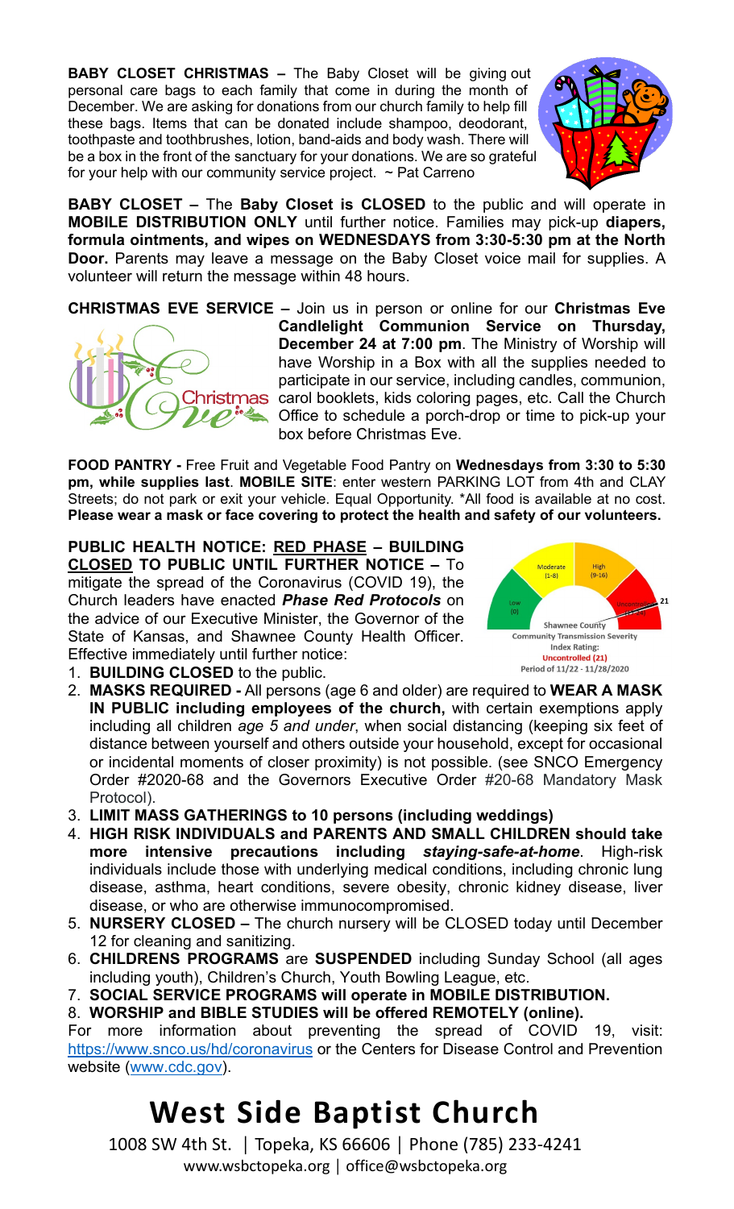**BABY CLOSET CHRISTMAS –** The Baby Closet will be giving out personal care bags to each family that come in during the month of December. We are asking for donations from our church family to help fill these bags. Items that can be donated include shampoo, deodorant, toothpaste and toothbrushes, lotion, band-aids and body wash. There will be a box in the front of the sanctuary for your donations. We are so grateful for your help with our community service project. ~ Pat Carreno

**BABY CLOSET –** The **Baby Closet is CLOSED** to the public and will operate in **MOBILE DISTRIBUTION ONLY** until further notice. Families may pick-up **diapers, formula ointments, and wipes on WEDNESDAYS from 3:30-5:30 pm at the North Door.** Parents may leave a message on the Baby Closet voice mail for supplies. A volunteer will return the message within 48 hours.

**CHRISTMAS EVE SERVICE –** Join us in person or online for our **Christmas Eve Candlelight Communion Service on Thursday, December 24 at 7:00 pm**. The Ministry of Worship will have Worship in a Box with all the supplies needed to participate in our service, including candles, communion, carol booklets, kids coloring pages, etc. Call the Church Office to schedule a porch-drop or time to pick-up your box before Christmas Eve.

**FOOD PANTRY -** Free Fruit and Vegetable Food Pantry on **Wednesdays from 3:30 to 5:30 pm, while supplies last**. **MOBILE SITE**: enter western PARKING LOT from 4th and CLAY Streets; do not park or exit your vehicle. Equal Opportunity. *All food is available at no cost. **Please wear a mask or face covering to protect the health and safety of our volunteers.**

**PUBLIC HEALTH NOTICE: RED PHASE – BUILDING CLOSED TO PUBLIC UNTIL FURTHER NOTICE –** To mitigate the spread of the Coronavirus (COVID 19), the Church leaders have enacted ***Phase Red Protocols*** on the advice of our Executive Minister, the Governor of the State of Kansas, and Shawnee County Health Officer. Effective immediately until further notice:

Low (0)
Moderate (1-8)
High (9-16)
Uncontrolled (17-24)
21
Shawnee County
Community Transmission Severity
Index Rating:
Uncontrolled (21)
Period of 11/22 - 11/28/2020

1. **BUILDING CLOSED** to the public.
2. **MASKS REQUIRED -** All persons (age 6 and older) are required to **WEAR A MASK IN PUBLIC including employees of the church,** with certain exemptions apply including all children *age 5 and under*, when social distancing (keeping six feet of distance between yourself and others outside your household, except for occasional or incidental moments of closer proximity) is not possible. (see SNCO Emergency Order #2020-68 and the Governors Executive Order #20-68 Mandatory Mask Protocol).
3. **LIMIT MASS GATHERINGS to 10 persons (including weddings)**
4. **HIGH RISK INDIVIDUALS and PARENTS AND SMALL CHILDREN should take more intensive precautions including *staying-safe-at-home***. High-risk individuals include those with underlying medical conditions, including chronic lung disease, asthma, heart conditions, severe obesity, chronic kidney disease, liver disease, or who are otherwise immunocompromised.
5. **NURSERY CLOSED –** The church nursery will be CLOSED today until December 12 for cleaning and sanitizing.
6. **CHILDRENS PROGRAMS** are **SUSPENDED** including Sunday School (all ages including youth), Children's Church, Youth Bowling League, etc.
7. **SOCIAL SERVICE PROGRAMS will operate in MOBILE DISTRIBUTION.**
8. **WORSHIP and BIBLE STUDIES will be offered REMOTELY (online).**

For more information about preventing the spread of COVID 19, visit: https://www.snco.us/hd/coronavirus or the Centers for Disease Control and Prevention website (www.cdc.gov).

# West Side Baptist Church

1008 SW 4th St. | Topeka, KS 66606 | Phone (785) 233-4241
www.wsbctopeka.org | office@wsbctopeka.org